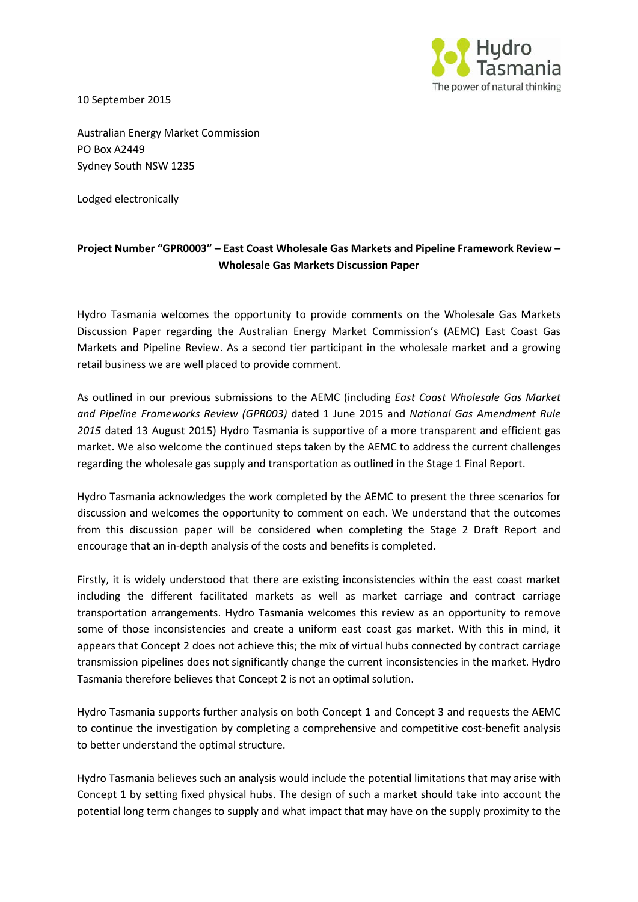10 September 2015

Australian Energy Market Commission
PO Box A2449
Sydney South NSW 1235

Lodged electronically

**Project Number "GPR0003" – East Coast Wholesale Gas Markets and Pipeline Framework Review – Wholesale Gas Markets Discussion Paper**

Hydro Tasmania welcomes the opportunity to provide comments on the Wholesale Gas Markets Discussion Paper regarding the Australian Energy Market Commission's (AEMC) East Coast Gas Markets and Pipeline Review. As a second tier participant in the wholesale market and a growing retail business we are well placed to provide comment.

As outlined in our previous submissions to the AEMC (including *East Coast Wholesale Gas Market and Pipeline Frameworks Review (GPR003)* dated 1 June 2015 and *National Gas Amendment Rule 2015* dated 13 August 2015) Hydro Tasmania is supportive of a more transparent and efficient gas market. We also welcome the continued steps taken by the AEMC to address the current challenges regarding the wholesale gas supply and transportation as outlined in the Stage 1 Final Report.

Hydro Tasmania acknowledges the work completed by the AEMC to present the three scenarios for discussion and welcomes the opportunity to comment on each. We understand that the outcomes from this discussion paper will be considered when completing the Stage 2 Draft Report and encourage that an in-depth analysis of the costs and benefits is completed.

Firstly, it is widely understood that there are existing inconsistencies within the east coast market including the different facilitated markets as well as market carriage and contract carriage transportation arrangements. Hydro Tasmania welcomes this review as an opportunity to remove some of those inconsistencies and create a uniform east coast gas market. With this in mind, it appears that Concept 2 does not achieve this; the mix of virtual hubs connected by contract carriage transmission pipelines does not significantly change the current inconsistencies in the market. Hydro Tasmania therefore believes that Concept 2 is not an optimal solution.

Hydro Tasmania supports further analysis on both Concept 1 and Concept 3 and requests the AEMC to continue the investigation by completing a comprehensive and competitive cost-benefit analysis to better understand the optimal structure.

Hydro Tasmania believes such an analysis would include the potential limitations that may arise with Concept 1 by setting fixed physical hubs. The design of such a market should take into account the potential long term changes to supply and what impact that may have on the supply proximity to the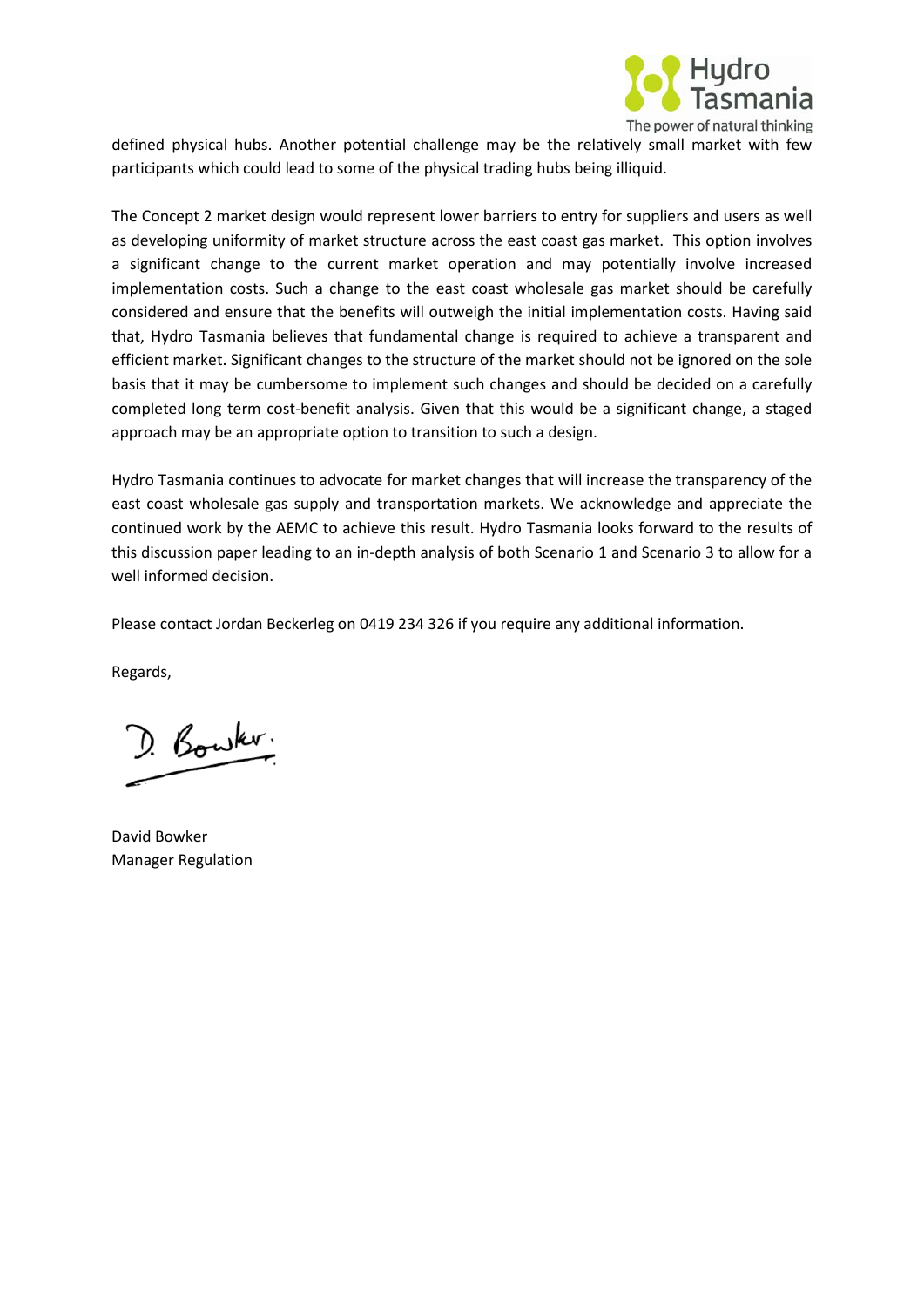defined physical hubs. Another potential challenge may be the relatively small market with few participants which could lead to some of the physical trading hubs being illiquid.

The Concept 2 market design would represent lower barriers to entry for suppliers and users as well as developing uniformity of market structure across the east coast gas market. This option involves a significant change to the current market operation and may potentially involve increased implementation costs. Such a change to the east coast wholesale gas market should be carefully considered and ensure that the benefits will outweigh the initial implementation costs. Having said that, Hydro Tasmania believes that fundamental change is required to achieve a transparent and efficient market. Significant changes to the structure of the market should not be ignored on the sole basis that it may be cumbersome to implement such changes and should be decided on a carefully completed long term cost-benefit analysis. Given that this would be a significant change, a staged approach may be an appropriate option to transition to such a design.

Hydro Tasmania continues to advocate for market changes that will increase the transparency of the east coast wholesale gas supply and transportation markets. We acknowledge and appreciate the continued work by the AEMC to achieve this result. Hydro Tasmania looks forward to the results of this discussion paper leading to an in-depth analysis of both Scenario 1 and Scenario 3 to allow for a well informed decision.

Please contact Jordan Beckerleg on 0419 234 326 if you require any additional information.

Regards,

D. Bowker.

David Bowker
Manager Regulation